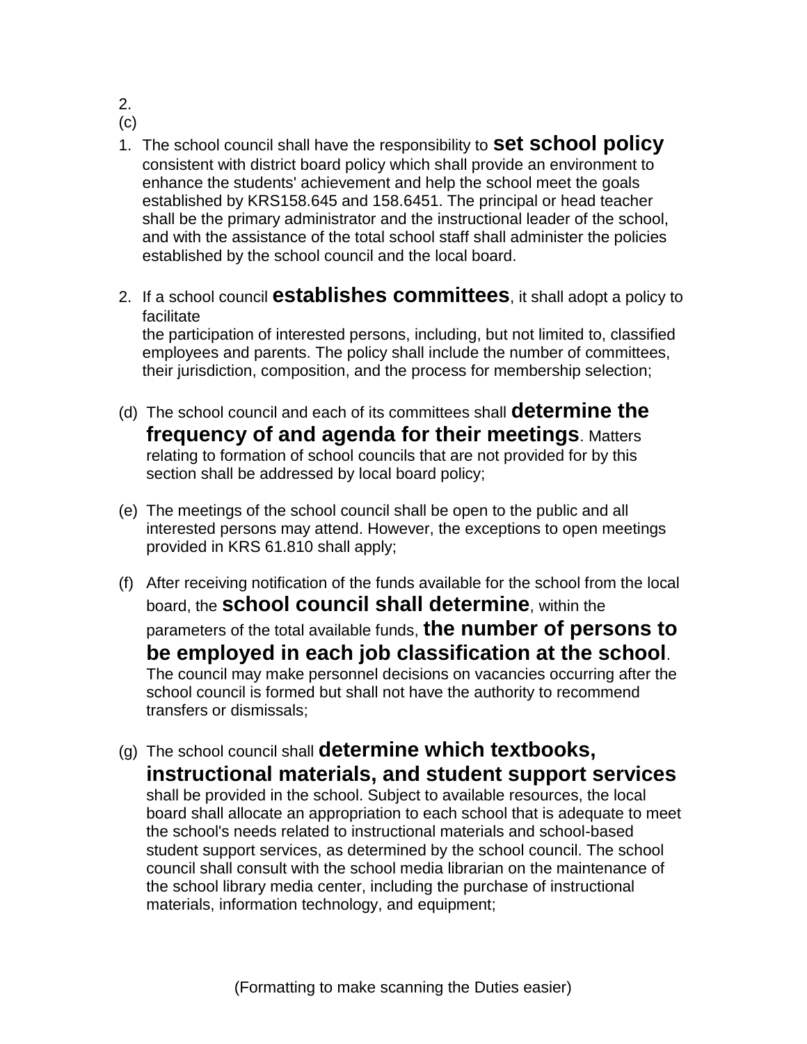2.
(c)

1. The school council shall have the responsibility to **set school policy** consistent with district board policy which shall provide an environment to enhance the students' achievement and help the school meet the goals established by KRS158.645 and 158.6451. The principal or head teacher shall be the primary administrator and the instructional leader of the school, and with the assistance of the total school staff shall administer the policies established by the school council and the local board.

2. If a school council **establishes committees**, it shall adopt a policy to facilitate
   the participation of interested persons, including, but not limited to, classified employees and parents. The policy shall include the number of committees, their jurisdiction, composition, and the process for membership selection;

(d) The school council and each of its committees shall **determine the frequency of and agenda for their meetings**. Matters relating to formation of school councils that are not provided for by this section shall be addressed by local board policy;

(e) The meetings of the school council shall be open to the public and all interested persons may attend. However, the exceptions to open meetings provided in KRS 61.810 shall apply;

(f) After receiving notification of the funds available for the school from the local board, the **school council shall determine**, within the parameters of the total available funds, **the number of persons to be employed in each job classification at the school**. The council may make personnel decisions on vacancies occurring after the school council is formed but shall not have the authority to recommend transfers or dismissals;

(g) The school council shall **determine which textbooks, instructional materials, and student support services** shall be provided in the school. Subject to available resources, the local board shall allocate an appropriation to each school that is adequate to meet the school's needs related to instructional materials and school-based student support services, as determined by the school council. The school council shall consult with the school media librarian on the maintenance of the school library media center, including the purchase of instructional materials, information technology, and equipment;

(Formatting to make scanning the Duties easier)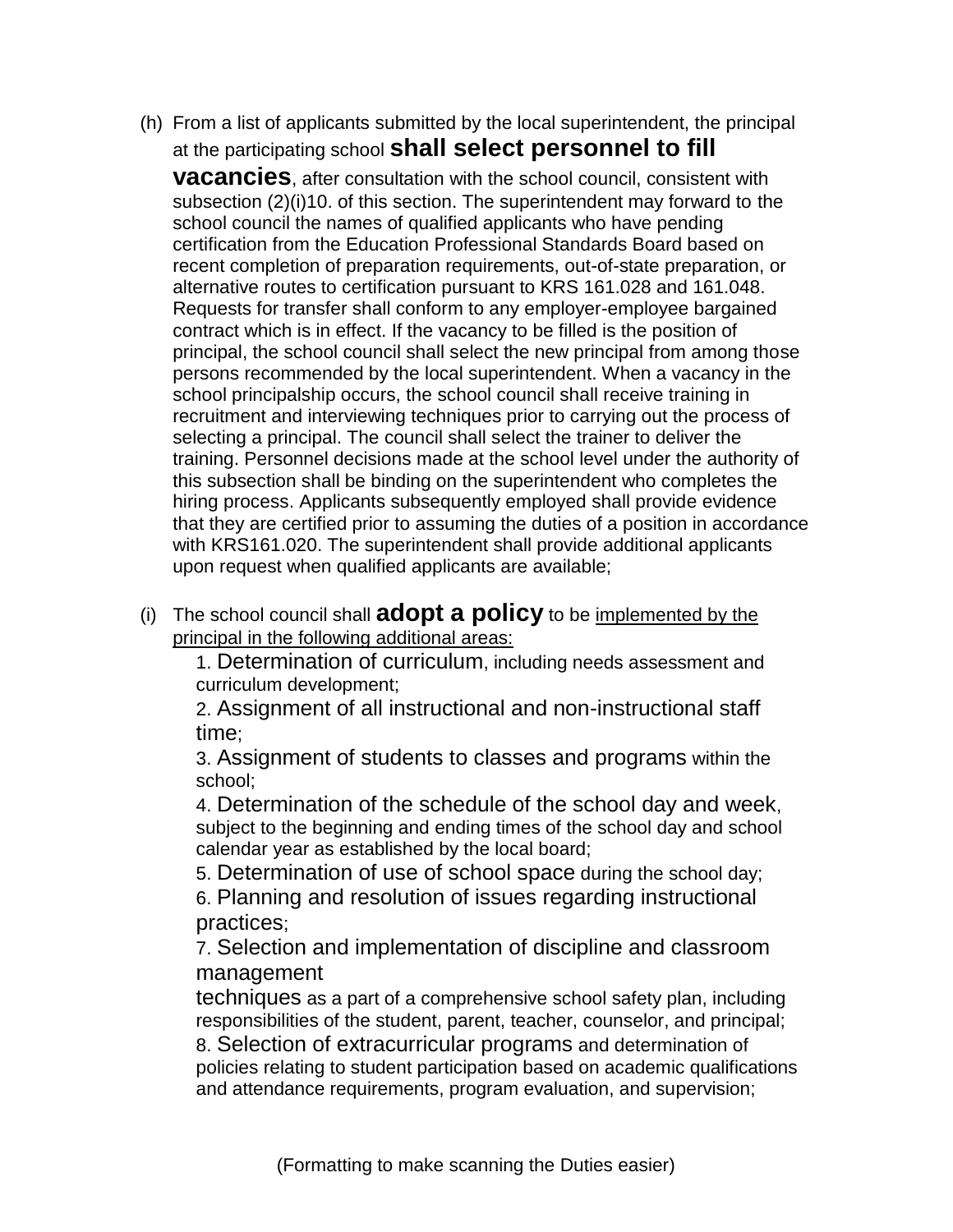(h) From a list of applicants submitted by the local superintendent, the principal at the participating school **shall select personnel to fill vacancies**, after consultation with the school council, consistent with subsection (2)(i)10. of this section. The superintendent may forward to the school council the names of qualified applicants who have pending certification from the Education Professional Standards Board based on recent completion of preparation requirements, out-of-state preparation, or alternative routes to certification pursuant to KRS 161.028 and 161.048. Requests for transfer shall conform to any employer-employee bargained contract which is in effect. If the vacancy to be filled is the position of principal, the school council shall select the new principal from among those persons recommended by the local superintendent. When a vacancy in the school principalship occurs, the school council shall receive training in recruitment and interviewing techniques prior to carrying out the process of selecting a principal. The council shall select the trainer to deliver the training. Personnel decisions made at the school level under the authority of this subsection shall be binding on the superintendent who completes the hiring process. Applicants subsequently employed shall provide evidence that they are certified prior to assuming the duties of a position in accordance with KRS161.020. The superintendent shall provide additional applicants upon request when qualified applicants are available;

(i) The school council shall **adopt a policy** to be <u>implemented by the principal in the following additional areas:</u>

1. Determination of curriculum, including needs assessment and curriculum development;
2. Assignment of all instructional and non-instructional staff time;
3. Assignment of students to classes and programs within the school;
4. Determination of the schedule of the school day and week, subject to the beginning and ending times of the school day and school calendar year as established by the local board;
5. Determination of use of school space during the school day;
6. Planning and resolution of issues regarding instructional practices;
7. Selection and implementation of discipline and classroom management techniques as a part of a comprehensive school safety plan, including responsibilities of the student, parent, teacher, counselor, and principal;
8. Selection of extracurricular programs and determination of policies relating to student participation based on academic qualifications and attendance requirements, program evaluation, and supervision;

(Formatting to make scanning the Duties easier)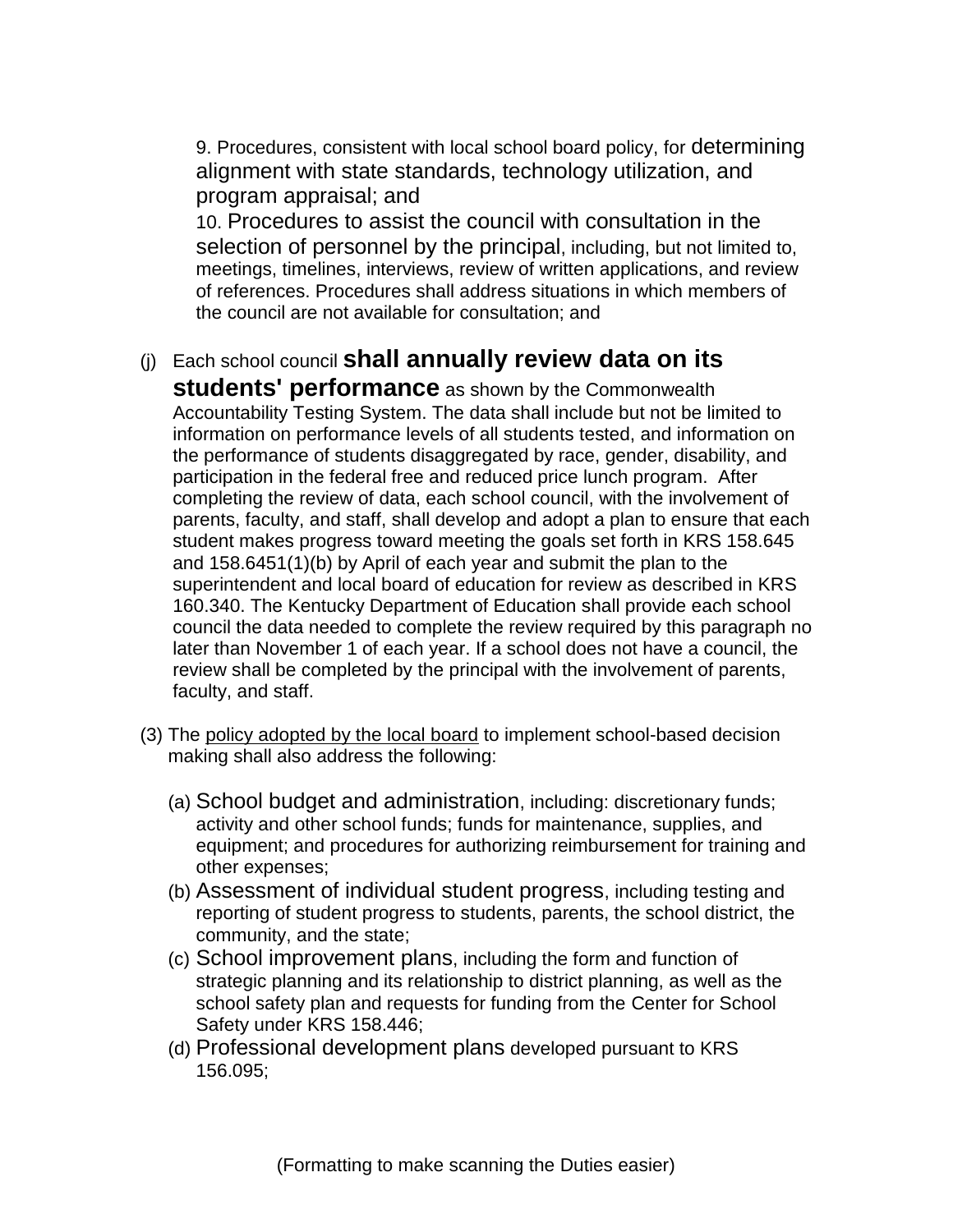9. Procedures, consistent with local school board policy, for determining alignment with state standards, technology utilization, and program appraisal; and

10. Procedures to assist the council with consultation in the selection of personnel by the principal, including, but not limited to, meetings, timelines, interviews, review of written applications, and review of references. Procedures shall address situations in which members of the council are not available for consultation; and

(j) Each school council **shall annually review data on its students' performance** as shown by the Commonwealth Accountability Testing System. The data shall include but not be limited to information on performance levels of all students tested, and information on the performance of students disaggregated by race, gender, disability, and participation in the federal free and reduced price lunch program. After completing the review of data, each school council, with the involvement of parents, faculty, and staff, shall develop and adopt a plan to ensure that each student makes progress toward meeting the goals set forth in KRS 158.645 and 158.6451(1)(b) by April of each year and submit the plan to the superintendent and local board of education for review as described in KRS 160.340. The Kentucky Department of Education shall provide each school council the data needed to complete the review required by this paragraph no later than November 1 of each year. If a school does not have a council, the review shall be completed by the principal with the involvement of parents, faculty, and staff.

(3) The <u>policy adopted by the local board</u> to implement school-based decision making shall also address the following:

(a) School budget and administration, including: discretionary funds; activity and other school funds; funds for maintenance, supplies, and equipment; and procedures for authorizing reimbursement for training and other expenses;

(b) Assessment of individual student progress, including testing and reporting of student progress to students, parents, the school district, the community, and the state;

(c) School improvement plans, including the form and function of strategic planning and its relationship to district planning, as well as the school safety plan and requests for funding from the Center for School Safety under KRS 158.446;

(d) Professional development plans developed pursuant to KRS 156.095;

(Formatting to make scanning the Duties easier)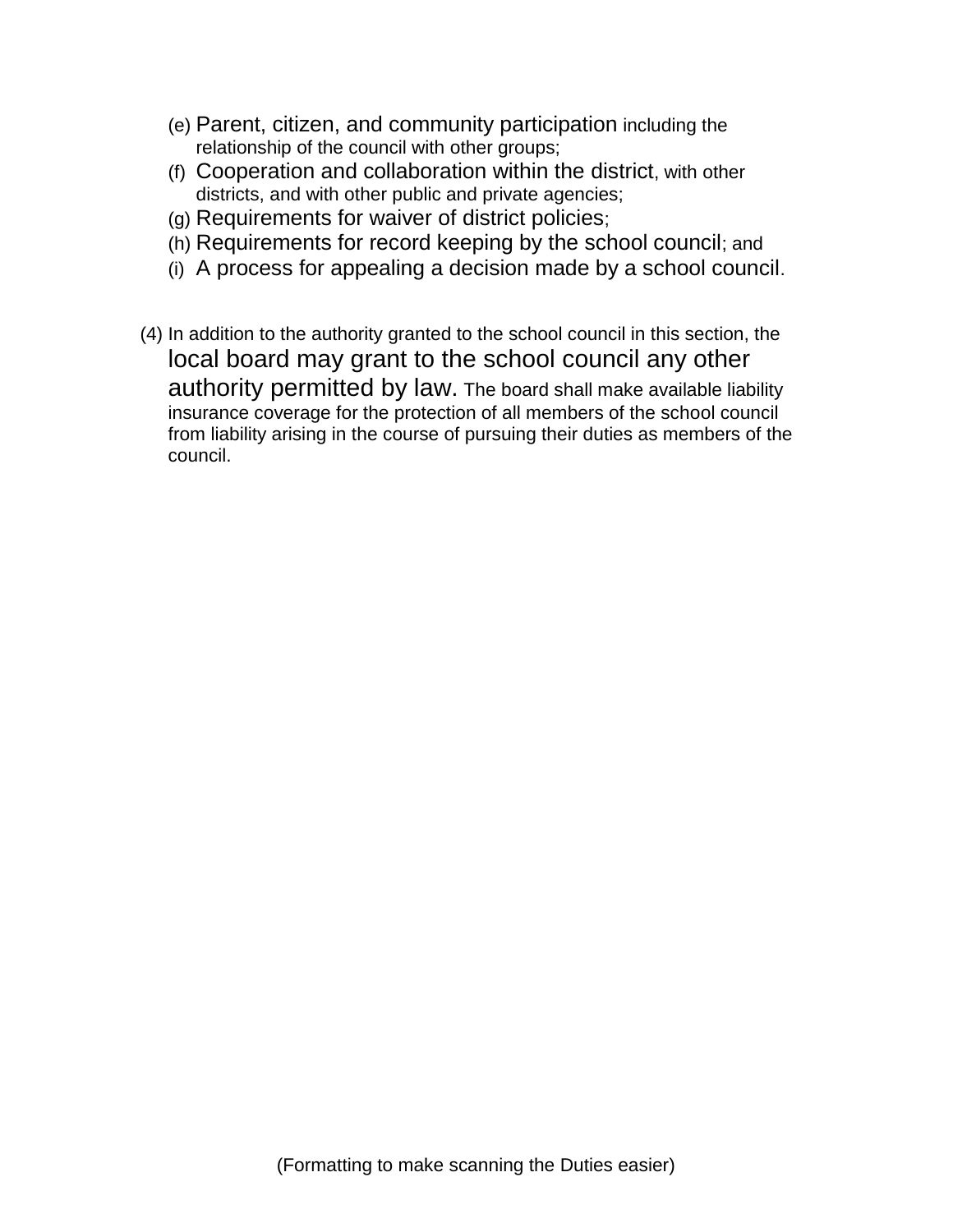(e) Parent, citizen, and community participation including the relationship of the council with other groups;

(f) Cooperation and collaboration within the district, with other districts, and with other public and private agencies;

(g) Requirements for waiver of district policies;

(h) Requirements for record keeping by the school council; and

(i) A process for appealing a decision made by a school council.

(4) In addition to the authority granted to the school council in this section, the local board may grant to the school council any other authority permitted by law. The board shall make available liability insurance coverage for the protection of all members of the school council from liability arising in the course of pursuing their duties as members of the council.

(Formatting to make scanning the Duties easier)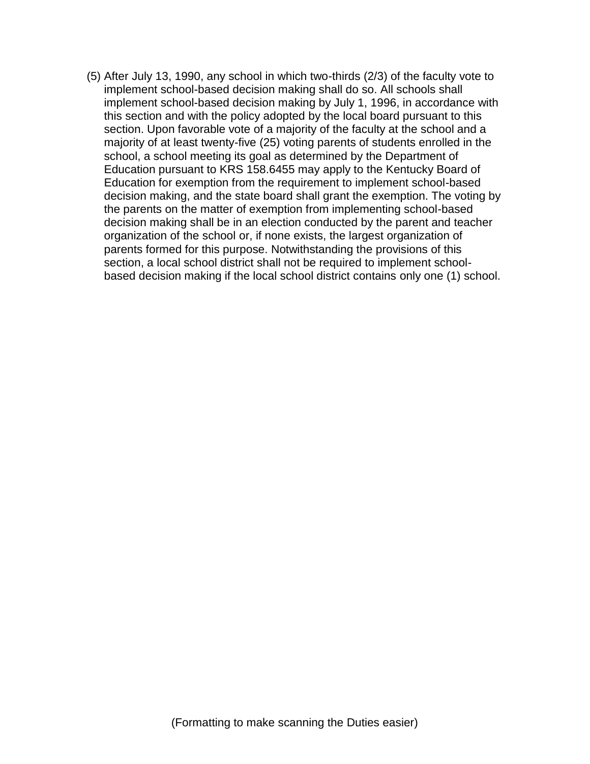(5) After July 13, 1990, any school in which two-thirds (2/3) of the faculty vote to implement school-based decision making shall do so. All schools shall implement school-based decision making by July 1, 1996, in accordance with this section and with the policy adopted by the local board pursuant to this section. Upon favorable vote of a majority of the faculty at the school and a majority of at least twenty-five (25) voting parents of students enrolled in the school, a school meeting its goal as determined by the Department of Education pursuant to KRS 158.6455 may apply to the Kentucky Board of Education for exemption from the requirement to implement school-based decision making, and the state board shall grant the exemption. The voting by the parents on the matter of exemption from implementing school-based decision making shall be in an election conducted by the parent and teacher organization of the school or, if none exists, the largest organization of parents formed for this purpose. Notwithstanding the provisions of this section, a local school district shall not be required to implement school-based decision making if the local school district contains only one (1) school.

(Formatting to make scanning the Duties easier)